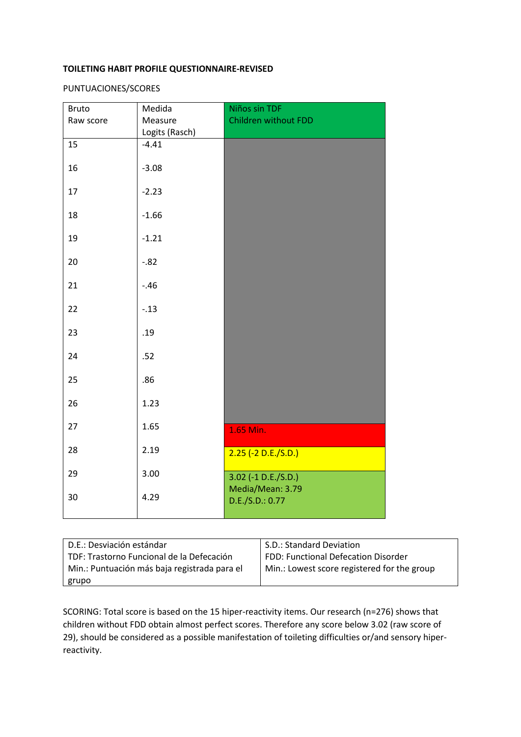**TOILETING HABIT PROFILE QUESTIONNAIRE-REVISED**

PUNTUACIONES/SCORES

| Bruto Raw score | Medida Measure Logits (Rasch) | Niños sin TDF Children without FDD |
|---|---|---|
| 15 | -4.41 | |
| 16 | -3.08 | |
| 17 | -2.23 | |
| 18 | -1.66 | |
| 19 | -1.21 | |
| 20 | -.82 | |
| 21 | -.46 | |
| 22 | -.13 | |
| 23 | .19 | |
| 24 | .52 | |
| 25 | .86 | |
| 26 | 1.23 | |
| 27 | 1.65 | 1.65 Min. |
| 28 | 2.19 | 2.25 (-2 D.E./S.D.) |
| 29 | 3.00 | 3.02 (-1 D.E./S.D.) Media/Mean: 3.79 D.E./S.D.: 0.77 |
| 30 | 4.29 | |

| D.E.: Desviación estándar | S.D.: Standard Deviation |
|---|---|
| TDF: Trastorno Funcional de la Defecación | FDD: Functional Defecation Disorder |
| Min.: Puntuación más baja registrada para el grupo | Min.: Lowest score registered for the group |

SCORING: Total score is based on the 15 hiper-reactivity items. Our research (n=276) shows that children without FDD obtain almost perfect scores. Therefore any score below 3.02 (raw score of 29), should be considered as a possible manifestation of toileting difficulties or/and sensory hiper-reactivity.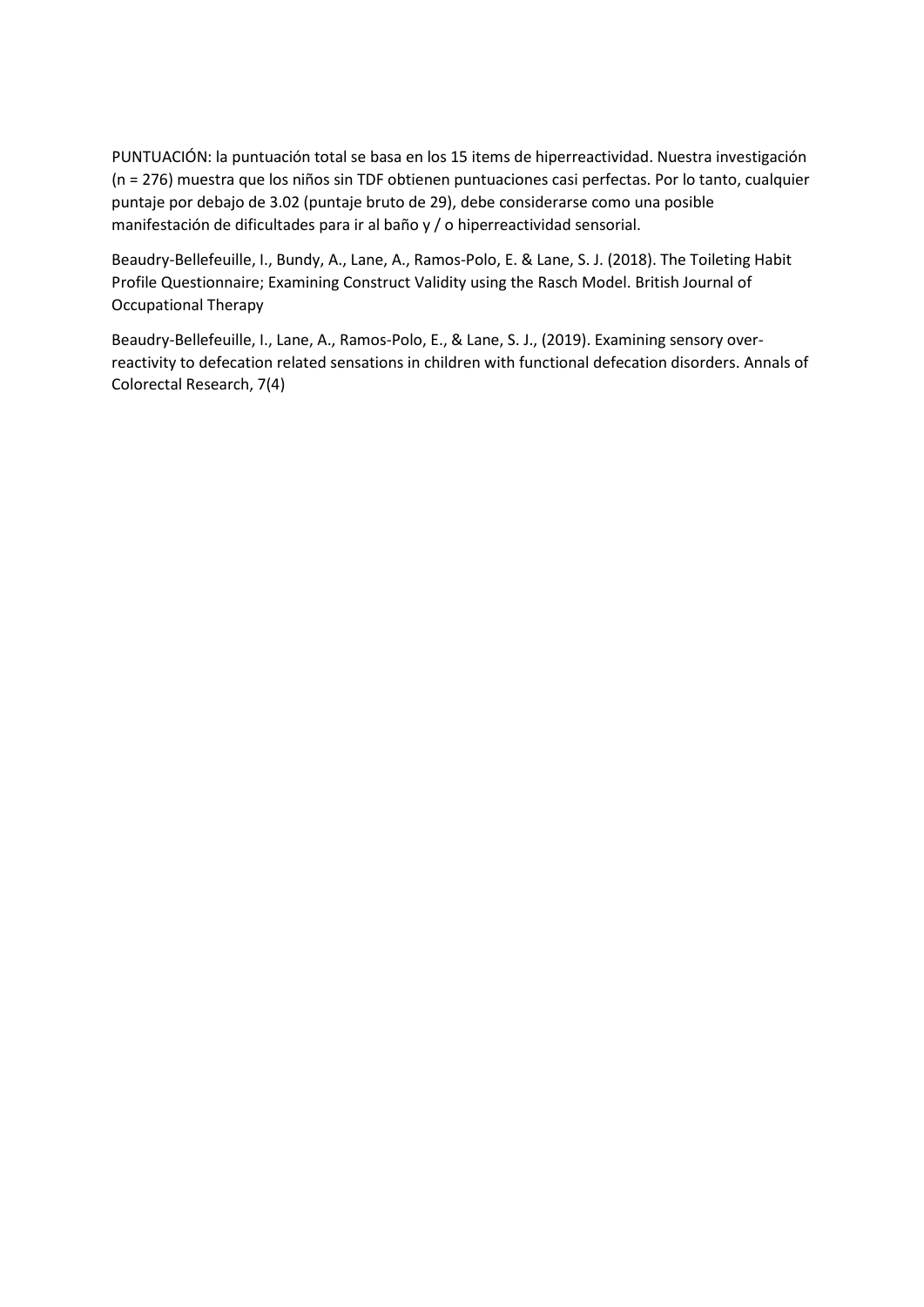PUNTUACIÓN: la puntuación total se basa en los 15 items de hiperreactividad. Nuestra investigación (n = 276) muestra que los niños sin TDF obtienen puntuaciones casi perfectas. Por lo tanto, cualquier puntaje por debajo de 3.02 (puntaje bruto de 29), debe considerarse como una posible manifestación de dificultades para ir al baño y / o hiperreactividad sensorial.

Beaudry-Bellefeuille, I., Bundy, A., Lane, A., Ramos-Polo, E. & Lane, S. J. (2018). The Toileting Habit Profile Questionnaire; Examining Construct Validity using the Rasch Model. British Journal of Occupational Therapy

Beaudry-Bellefeuille, I., Lane, A., Ramos-Polo, E., & Lane, S. J., (2019). Examining sensory over-reactivity to defecation related sensations in children with functional defecation disorders. Annals of Colorectal Research, 7(4)